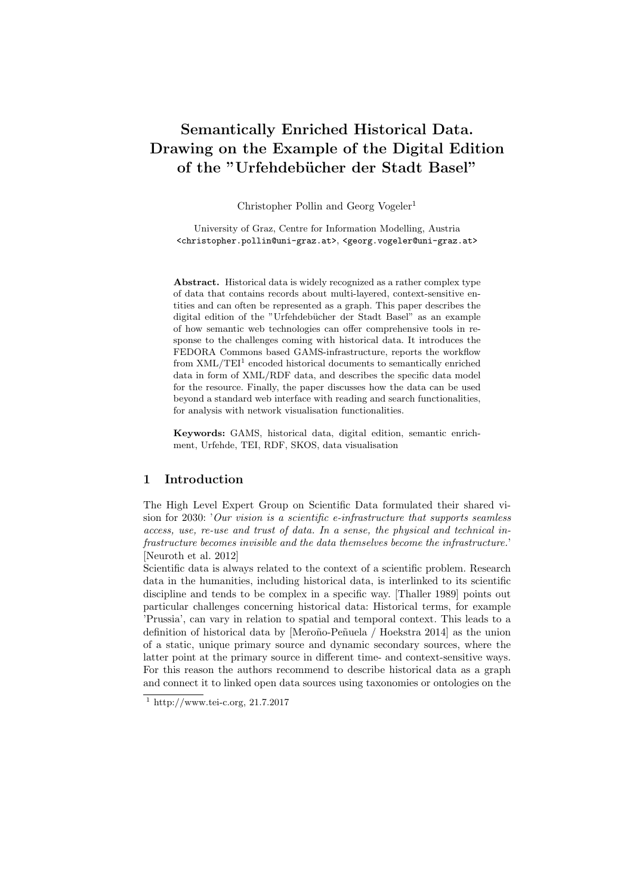# Semantically Enriched Historical Data. Drawing on the Example of the Digital Edition of the "Urfehdebücher der Stadt Basel"

Christopher Pollin and Georg Vogeler[1]

University of Graz, Centre for Information Modelling, Austria
<christopher.pollin@uni-graz.at>, <georg.vogeler@uni-graz.at>

**Abstract.** Historical data is widely recognized as a rather complex type of data that contains records about multi-layered, context-sensitive entities and can often be represented as a graph. This paper describes the digital edition of the "Urfehdebücher der Stadt Basel" as an example of how semantic web technologies can offer comprehensive tools in response to the challenges coming with historical data. It introduces the FEDORA Commons based GAMS-infrastructure, reports the workflow from XML/TEI[1] encoded historical documents to semantically enriched data in form of XML/RDF data, and describes the specific data model for the resource. Finally, the paper discusses how the data can be used beyond a standard web interface with reading and search functionalities, for analysis with network visualisation functionalities.

**Keywords:** GAMS, historical data, digital edition, semantic enrichment, Urfehde, TEI, RDF, SKOS, data visualisation

## 1 Introduction

The High Level Expert Group on Scientific Data formulated their shared vision for 2030: '*Our vision is a scientific e-infrastructure that supports seamless access, use, re-use and trust of data. In a sense, the physical and technical infrastructure becomes invisible and the data themselves become the infrastructure.*' [Neuroth et al. 2012]

Scientific data is always related to the context of a scientific problem. Research data in the humanities, including historical data, is interlinked to its scientific discipline and tends to be complex in a specific way. [Thaller 1989] points out particular challenges concerning historical data: Historical terms, for example 'Prussia', can vary in relation to spatial and temporal context. This leads to a definition of historical data by [Meroño-Peñuela / Hoekstra 2014] as the union of a static, unique primary source and dynamic secondary sources, where the latter point at the primary source in different time- and context-sensitive ways. For this reason the authors recommend to describe historical data as a graph and connect it to linked open data sources using taxonomies or ontologies on the

[1] http://www.tei-c.org, 21.7.2017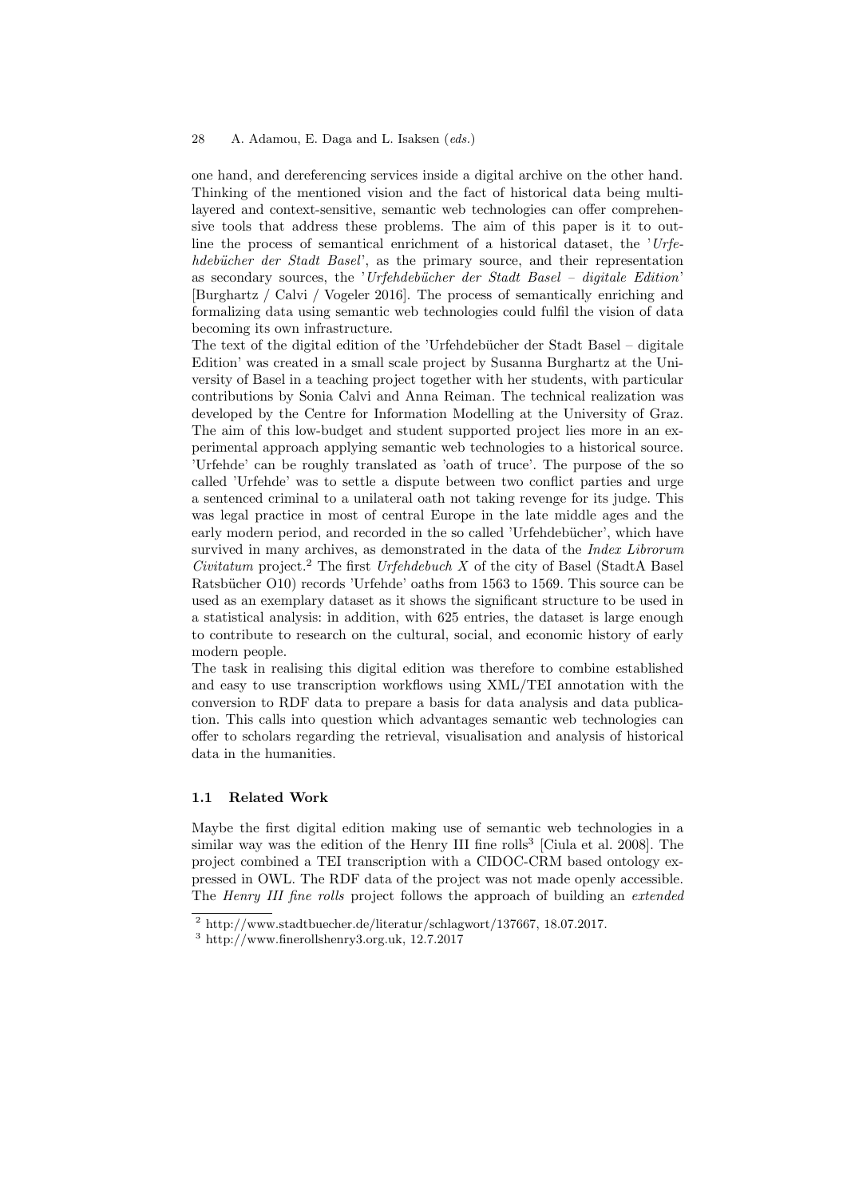one hand, and dereferencing services inside a digital archive on the other hand. Thinking of the mentioned vision and the fact of historical data being multi-layered and context-sensitive, semantic web technologies can offer comprehensive tools that address these problems. The aim of this paper is it to outline the process of semantical enrichment of a historical dataset, the '*Urfehdebücher der Stadt Basel*', as the primary source, and their representation as secondary sources, the '*Urfehdebücher der Stadt Basel – digitale Edition*' [Burghartz / Calvi / Vogeler 2016]. The process of semantically enriching and formalizing data using semantic web technologies could fulfil the vision of data becoming its own infrastructure.

The text of the digital edition of the 'Urfehdebücher der Stadt Basel – digitale Edition' was created in a small scale project by Susanna Burghartz at the University of Basel in a teaching project together with her students, with particular contributions by Sonia Calvi and Anna Reiman. The technical realization was developed by the Centre for Information Modelling at the University of Graz. The aim of this low-budget and student supported project lies more in an experimental approach applying semantic web technologies to a historical source. 'Urfehde' can be roughly translated as 'oath of truce'. The purpose of the so called 'Urfehde' was to settle a dispute between two conflict parties and urge a sentenced criminal to a unilateral oath not taking revenge for its judge. This was legal practice in most of central Europe in the late middle ages and the early modern period, and recorded in the so called 'Urfehdebücher', which have survived in many archives, as demonstrated in the data of the *Index Librorum Civitatum* project.[2] The first *Urfehdebuch X* of the city of Basel (StadtA Basel Ratsbücher O10) records 'Urfehde' oaths from 1563 to 1569. This source can be used as an exemplary dataset as it shows the significant structure to be used in a statistical analysis: in addition, with 625 entries, the dataset is large enough to contribute to research on the cultural, social, and economic history of early modern people.

The task in realising this digital edition was therefore to combine established and easy to use transcription workflows using XML/TEI annotation with the conversion to RDF data to prepare a basis for data analysis and data publication. This calls into question which advantages semantic web technologies can offer to scholars regarding the retrieval, visualisation and analysis of historical data in the humanities.

### 1.1 Related Work

Maybe the first digital edition making use of semantic web technologies in a similar way was the edition of the Henry III fine rolls[3] [Ciula et al. 2008]. The project combined a TEI transcription with a CIDOC-CRM based ontology expressed in OWL. The RDF data of the project was not made openly accessible. The *Henry III fine rolls* project follows the approach of building an *extended*

[2] http://www.stadtbuecher.de/literatur/schlagwort/137667, 18.07.2017.

[3] http://www.finerollshenry3.org.uk, 12.7.2017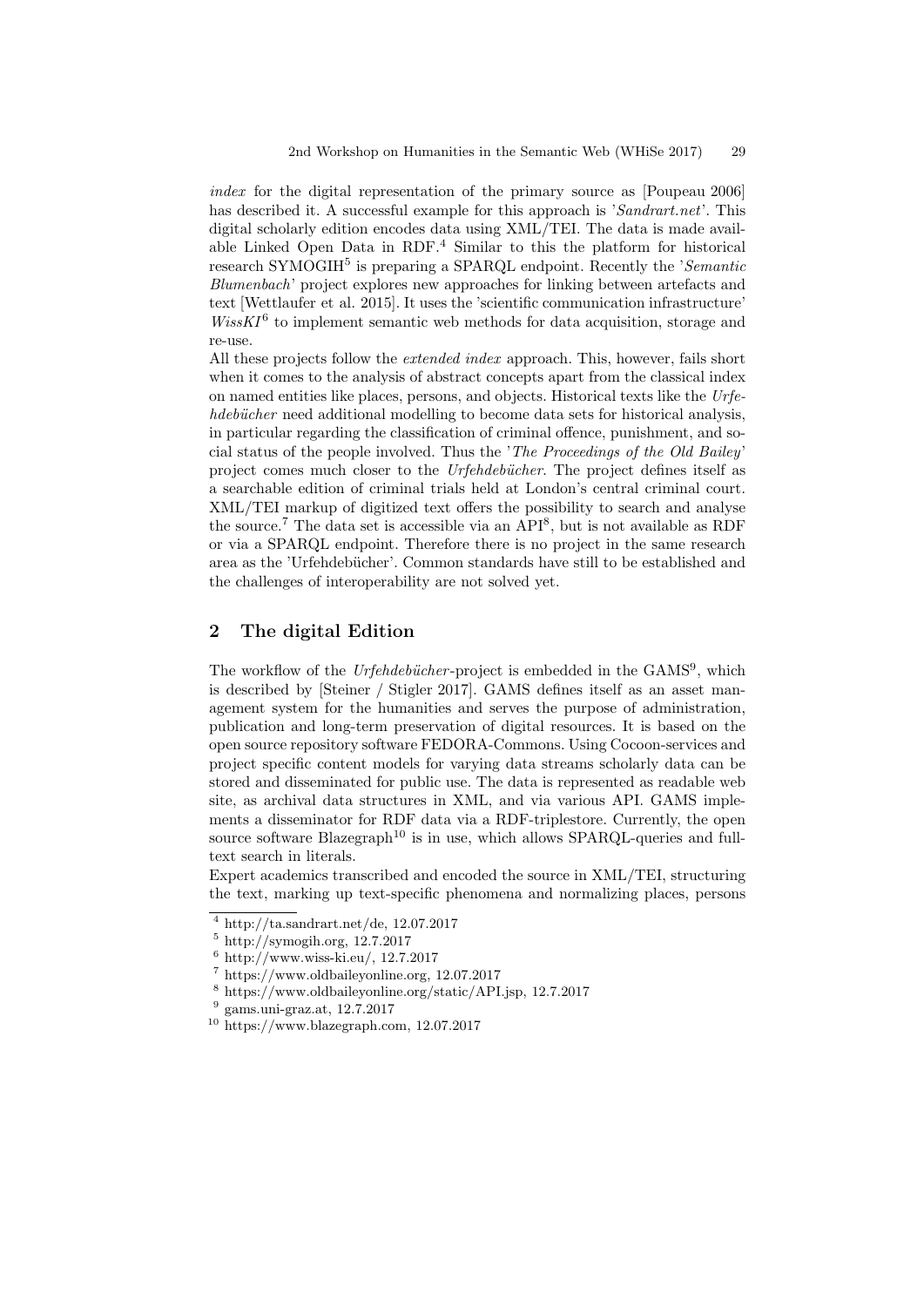*index* for the digital representation of the primary source as [Poupeau 2006] has described it. A successful example for this approach is '*Sandrart.net*'. This digital scholarly edition encodes data using XML/TEI. The data is made available Linked Open Data in RDF.[4] Similar to this the platform for historical research SYMOGIH[5] is preparing a SPARQL endpoint. Recently the '*Semantic Blumenbach*' project explores new approaches for linking between artefacts and text [Wettlaufer et al. 2015]. It uses the 'scientific communication infrastructure' *WissKI*[6] to implement semantic web methods for data acquisition, storage and re-use.

All these projects follow the *extended index* approach. This, however, fails short when it comes to the analysis of abstract concepts apart from the classical index on named entities like places, persons, and objects. Historical texts like the *Urfehdebücher* need additional modelling to become data sets for historical analysis, in particular regarding the classification of criminal offence, punishment, and social status of the people involved. Thus the '*The Proceedings of the Old Bailey*' project comes much closer to the *Urfehdebücher*. The project defines itself as a searchable edition of criminal trials held at London's central criminal court. XML/TEI markup of digitized text offers the possibility to search and analyse the source.[7] The data set is accessible via an API[8], but is not available as RDF or via a SPARQL endpoint. Therefore there is no project in the same research area as the 'Urfehdebücher'. Common standards have still to be established and the challenges of interoperability are not solved yet.

## 2 The digital Edition

The workflow of the *Urfehdebücher*-project is embedded in the GAMS[9], which is described by [Steiner / Stigler 2017]. GAMS defines itself as an asset management system for the humanities and serves the purpose of administration, publication and long-term preservation of digital resources. It is based on the open source repository software FEDORA-Commons. Using Cocoon-services and project specific content models for varying data streams scholarly data can be stored and disseminated for public use. The data is represented as readable web site, as archival data structures in XML, and via various API. GAMS implements a disseminator for RDF data via a RDF-triplestore. Currently, the open source software Blazegraph[10] is in use, which allows SPARQL-queries and full-text search in literals.

Expert academics transcribed and encoded the source in XML/TEI, structuring the text, marking up text-specific phenomena and normalizing places, persons

---

[4] http://ta.sandrart.net/de, 12.07.2017
[5] http://symogih.org, 12.7.2017
[6] http://www.wiss-ki.eu/, 12.7.2017
[7] https://www.oldbaileyonline.org, 12.07.2017
[8] https://www.oldbaileyonline.org/static/API.jsp, 12.7.2017
[9] gams.uni-graz.at, 12.7.2017
[10] https://www.blazegraph.com, 12.07.2017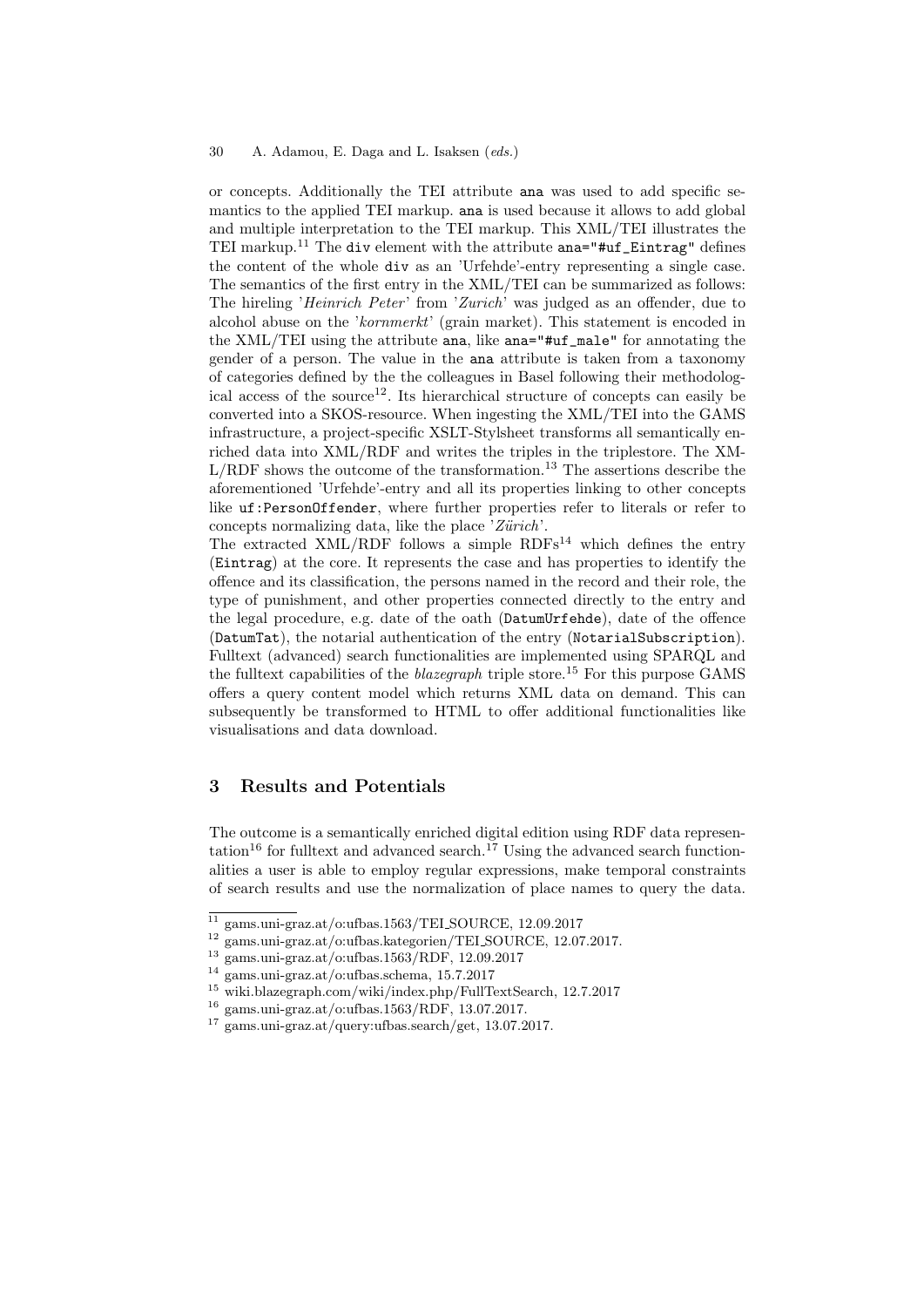or concepts. Additionally the TEI attribute `ana` was used to add specific semantics to the applied TEI markup. `ana` is used because it allows to add global and multiple interpretation to the TEI markup. This XML/TEI illustrates the TEI markup.[11] The `div` element with the attribute `ana="#uf_Eintrag"` defines the content of the whole `div` as an 'Urfehde'-entry representing a single case. The semantics of the first entry in the XML/TEI can be summarized as follows: The hireling '*Heinrich Peter*' from '*Zurich*' was judged as an offender, due to alcohol abuse on the '*kornmerkt*' (grain market). This statement is encoded in the XML/TEI using the attribute `ana`, like `ana="#uf_male"` for annotating the gender of a person. The value in the `ana` attribute is taken from a taxonomy of categories defined by the the colleagues in Basel following their methodological access of the source[12]. Its hierarchical structure of concepts can easily be converted into a SKOS-resource. When ingesting the XML/TEI into the GAMS infrastructure, a project-specific XSLT-Stylsheet transforms all semantically enriched data into XML/RDF and writes the triples in the triplestore. The XML/RDF shows the outcome of the transformation.[13] The assertions describe the aforementioned 'Urfehde'-entry and all its properties linking to other concepts like `uf:PersonOffender`, where further properties refer to literals or refer to concepts normalizing data, like the place '*Zürich*'.

The extracted XML/RDF follows a simple RDFs[14] which defines the entry (`Eintrag`) at the core. It represents the case and has properties to identify the offence and its classification, the persons named in the record and their role, the type of punishment, and other properties connected directly to the entry and the legal procedure, e.g. date of the oath (`DatumUrfehde`), date of the offence (`DatumTat`), the notarial authentication of the entry (`NotarialSubscription`). Fulltext (advanced) search functionalities are implemented using SPARQL and the fulltext capabilities of the *blazegraph* triple store.[15] For this purpose GAMS offers a query content model which returns XML data on demand. This can subsequently be transformed to HTML to offer additional functionalities like visualisations and data download.

## 3 Results and Potentials

The outcome is a semantically enriched digital edition using RDF data representation[16] for fulltext and advanced search.[17] Using the advanced search functionalities a user is able to employ regular expressions, make temporal constraints of search results and use the normalization of place names to query the data.

---

[11] gams.uni-graz.at/o:ufbas.1563/TEI_SOURCE, 12.09.2017

[12] gams.uni-graz.at/o:ufbas.kategorien/TEI_SOURCE, 12.07.2017.

[13] gams.uni-graz.at/o:ufbas.1563/RDF, 12.09.2017

[14] gams.uni-graz.at/o:ufbas.schema, 15.7.2017

[15] wiki.blazegraph.com/wiki/index.php/FullTextSearch, 12.7.2017

[16] gams.uni-graz.at/o:ufbas.1563/RDF, 13.07.2017.

[17] gams.uni-graz.at/query:ufbas.search/get, 13.07.2017.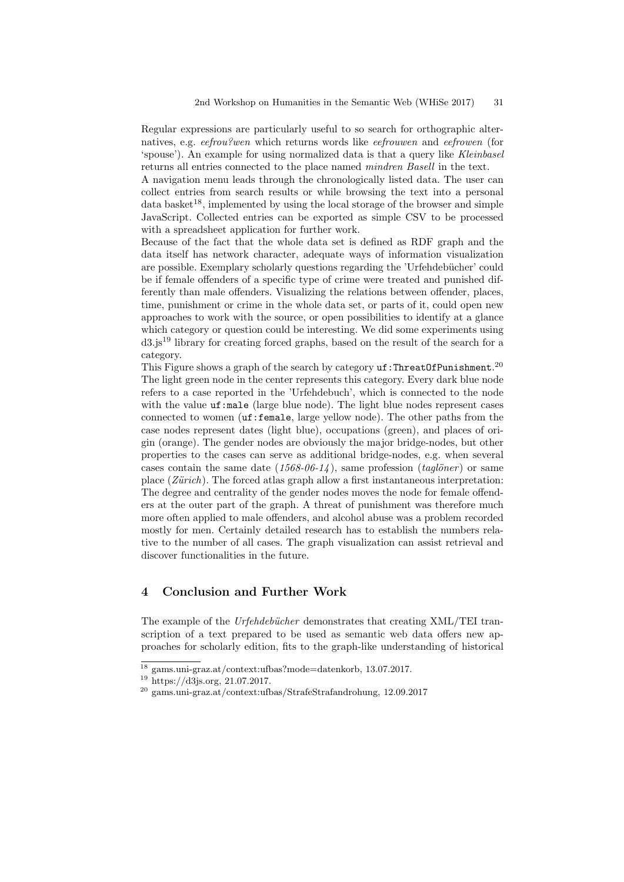Regular expressions are particularly useful to so search for orthographic alternatives, e.g. *eefrou?wen* which returns words like *eefrouwen* and *eefrowen* (for 'spouse'). An example for using normalized data is that a query like *Kleinbasel* returns all entries connected to the place named *mindren Basell* in the text.
A navigation menu leads through the chronologically listed data. The user can collect entries from search results or while browsing the text into a personal data basket[18], implemented by using the local storage of the browser and simple JavaScript. Collected entries can be exported as simple CSV to be processed with a spreadsheet application for further work.
Because of the fact that the whole data set is defined as RDF graph and the data itself has network character, adequate ways of information visualization are possible. Exemplary scholarly questions regarding the 'Urfehdebücher' could be if female offenders of a specific type of crime were treated and punished differently than male offenders. Visualizing the relations between offender, places, time, punishment or crime in the whole data set, or parts of it, could open new approaches to work with the source, or open possibilities to identify at a glance which category or question could be interesting. We did some experiments using d3.js[19] library for creating forced graphs, based on the result of the search for a category.
This Figure shows a graph of the search by category `uf:ThreatOfPunishment`.[20] The light green node in the center represents this category. Every dark blue node refers to a case reported in the 'Urfehdebuch', which is connected to the node with the value `uf:male` (large blue node). The light blue nodes represent cases connected to women (`uf:female`, large yellow node). The other paths from the case nodes represent dates (light blue), occupations (green), and places of origin (orange). The gender nodes are obviously the major bridge-nodes, but other properties to the cases can serve as additional bridge-nodes, e.g. when several cases contain the same date (*1568-06-14*), same profession (*taglöner*) or same place (*Zürich*). The forced atlas graph allow a first instantaneous interpretation: The degree and centrality of the gender nodes moves the node for female offenders at the outer part of the graph. A threat of punishment was therefore much more often applied to male offenders, and alcohol abuse was a problem recorded mostly for men. Certainly detailed research has to establish the numbers relative to the number of all cases. The graph visualization can assist retrieval and discover functionalities in the future.

## 4 Conclusion and Further Work

The example of the *Urfehdebücher* demonstrates that creating XML/TEI transcription of a text prepared to be used as semantic web data offers new approaches for scholarly edition, fits to the graph-like understanding of historical

[18] gams.uni-graz.at/context:ufbas?mode=datenkorb, 13.07.2017.
[19] https://d3js.org, 21.07.2017.
[20] gams.uni-graz.at/context:ufbas/StrafeStrafandrohung, 12.09.2017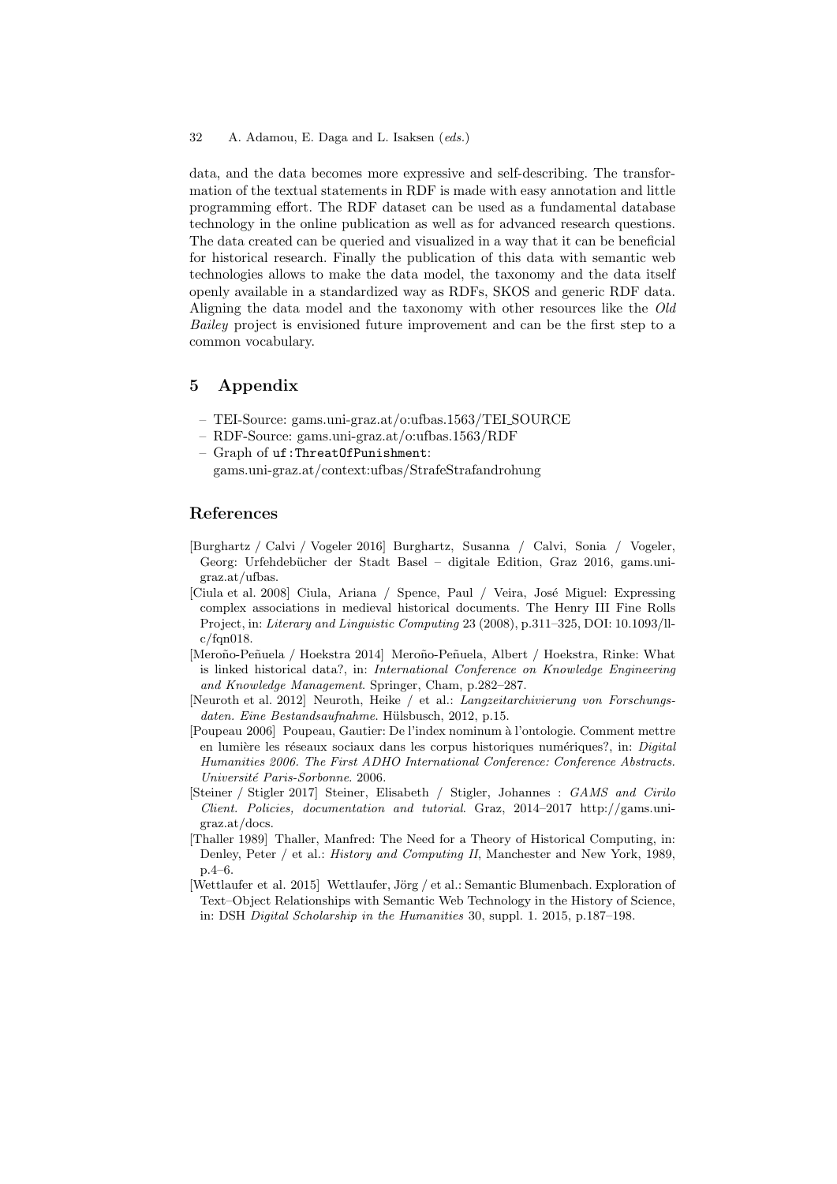data, and the data becomes more expressive and self-describing. The transformation of the textual statements in RDF is made with easy annotation and little programming effort. The RDF dataset can be used as a fundamental database technology in the online publication as well as for advanced research questions. The data created can be queried and visualized in a way that it can be beneficial for historical research. Finally the publication of this data with semantic web technologies allows to make the data model, the taxonomy and the data itself openly available in a standardized way as RDFs, SKOS and generic RDF data. Aligning the data model and the taxonomy with other resources like the *Old Bailey* project is envisioned future improvement and can be the first step to a common vocabulary.

## 5 Appendix

- TEI-Source: gams.uni-graz.at/o:ufbas.1563/TEI_SOURCE
- RDF-Source: gams.uni-graz.at/o:ufbas.1563/RDF
- Graph of `uf:ThreatOfPunishment`: gams.uni-graz.at/context:ufbas/StrafeStrafandrohung

## References

[Burghartz / Calvi / Vogeler 2016] Burghartz, Susanna / Calvi, Sonia / Vogeler, Georg: Urfehdebücher der Stadt Basel – digitale Edition, Graz 2016, gams.uni-graz.at/ufbas.

[Ciula et al. 2008] Ciula, Ariana / Spence, Paul / Veira, José Miguel: Expressing complex associations in medieval historical documents. The Henry III Fine Rolls Project, in: *Literary and Linguistic Computing* 23 (2008), p.311–325, DOI: 10.1093/llc/fqn018.

[Meroño-Peñuela / Hoekstra 2014] Meroño-Peñuela, Albert / Hoekstra, Rinke: What is linked historical data?, in: *International Conference on Knowledge Engineering and Knowledge Management*. Springer, Cham, p.282–287.

[Neuroth et al. 2012] Neuroth, Heike / et al.: *Langzeitarchivierung von Forschungsdaten. Eine Bestandsaufnahme.* Hülsbusch, 2012, p.15.

[Poupeau 2006] Poupeau, Gautier: De l'index nominum à l'ontologie. Comment mettre en lumière les réseaux sociaux dans les corpus historiques numériques?, in: *Digital Humanities 2006. The First ADHO International Conference: Conference Abstracts. Université Paris-Sorbonne.* 2006.

[Steiner / Stigler 2017] Steiner, Elisabeth / Stigler, Johannes : *GAMS and Cirilo Client. Policies, documentation and tutorial*. Graz, 2014–2017 http://gams.uni-graz.at/docs.

[Thaller 1989] Thaller, Manfred: The Need for a Theory of Historical Computing, in: Denley, Peter / et al.: *History and Computing II*, Manchester and New York, 1989, p.4–6.

[Wettlaufer et al. 2015] Wettlaufer, Jörg / et al.: Semantic Blumenbach. Exploration of Text–Object Relationships with Semantic Web Technology in the History of Science, in: DSH *Digital Scholarship in the Humanities* 30, suppl. 1. 2015, p.187–198.